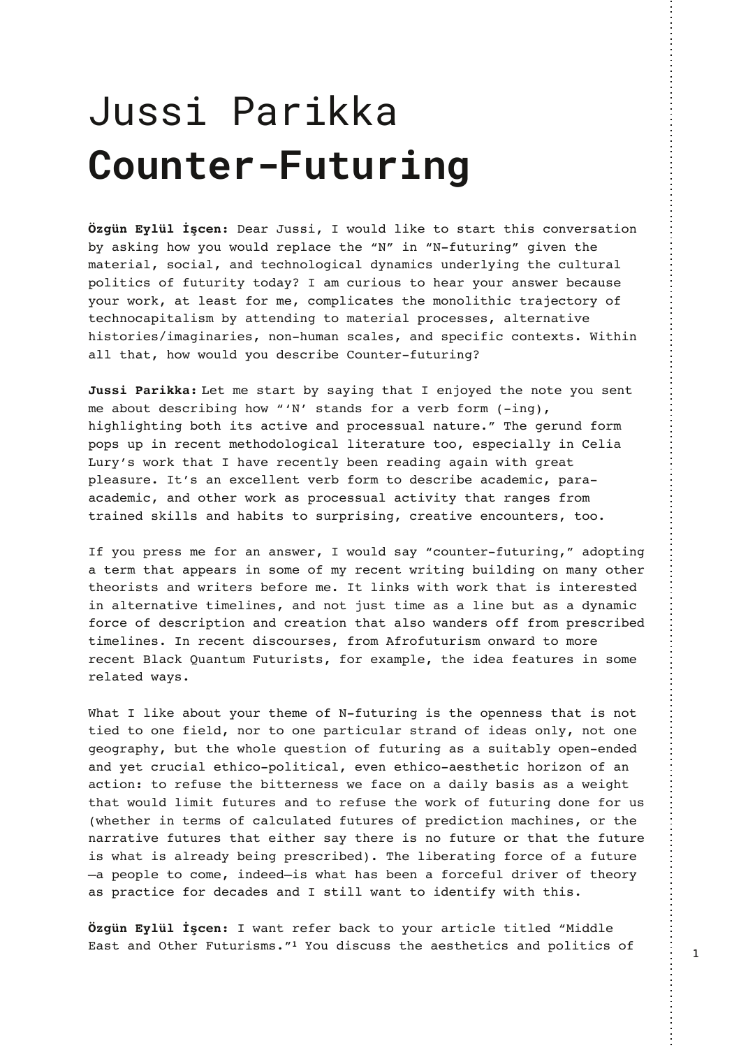# Jussi Parikka
# **Counter-Futuring**

**Özgün Eylül İşcen:** Dear Jussi, I would like to start this conversation by asking how you would replace the "N" in "N-futuring" given the material, social, and technological dynamics underlying the cultural politics of futurity today? I am curious to hear your answer because your work, at least for me, complicates the monolithic trajectory of technocapitalism by attending to material processes, alternative histories/imaginaries, non-human scales, and specific contexts. Within all that, how would you describe Counter-futuring?

**Jussi Parikka:** Let me start by saying that I enjoyed the note you sent me about describing how "'N' stands for a verb form (-ing), highlighting both its active and processual nature." The gerund form pops up in recent methodological literature too, especially in Celia Lury's work that I have recently been reading again with great pleasure. It's an excellent verb form to describe academic, para-academic, and other work as processual activity that ranges from trained skills and habits to surprising, creative encounters, too.

If you press me for an answer, I would say "counter-futuring," adopting a term that appears in some of my recent writing building on many other theorists and writers before me. It links with work that is interested in alternative timelines, and not just time as a line but as a dynamic force of description and creation that also wanders off from prescribed timelines. In recent discourses, from Afrofuturism onward to more recent Black Quantum Futurists, for example, the idea features in some related ways.

What I like about your theme of N-futuring is the openness that is not tied to one field, nor to one particular strand of ideas only, not one geography, but the whole question of futuring as a suitably open-ended and yet crucial ethico-political, even ethico-aesthetic horizon of an action: to refuse the bitterness we face on a daily basis as a weight that would limit futures and to refuse the work of futuring done for us (whether in terms of calculated futures of prediction machines, or the narrative futures that either say there is no future or that the future is what is already being prescribed). The liberating force of a future —a people to come, indeed—is what has been a forceful driver of theory as practice for decades and I still want to identify with this.

**Özgün Eylül İşcen:** I want refer back to your article titled "Middle East and Other Futurisms."[1] You discuss the aesthetics and politics of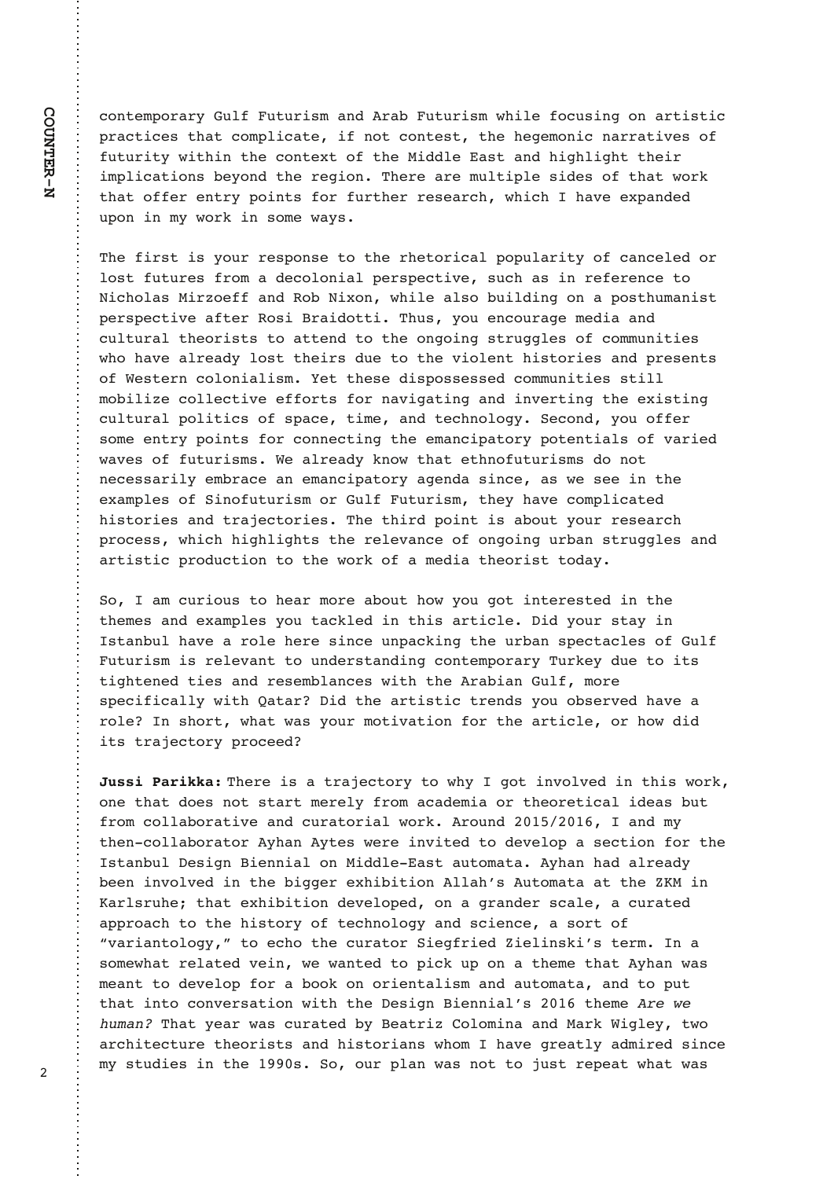contemporary Gulf Futurism and Arab Futurism while focusing on artistic practices that complicate, if not contest, the hegemonic narratives of futurity within the context of the Middle East and highlight their implications beyond the region. There are multiple sides of that work that offer entry points for further research, which I have expanded upon in my work in some ways.

The first is your response to the rhetorical popularity of canceled or lost futures from a decolonial perspective, such as in reference to Nicholas Mirzoeff and Rob Nixon, while also building on a posthumanist perspective after Rosi Braidotti. Thus, you encourage media and cultural theorists to attend to the ongoing struggles of communities who have already lost theirs due to the violent histories and presents of Western colonialism. Yet these dispossessed communities still mobilize collective efforts for navigating and inverting the existing cultural politics of space, time, and technology. Second, you offer some entry points for connecting the emancipatory potentials of varied waves of futurisms. We already know that ethnofuturisms do not necessarily embrace an emancipatory agenda since, as we see in the examples of Sinofuturism or Gulf Futurism, they have complicated histories and trajectories. The third point is about your research process, which highlights the relevance of ongoing urban struggles and artistic production to the work of a media theorist today.

So, I am curious to hear more about how you got interested in the themes and examples you tackled in this article. Did your stay in Istanbul have a role here since unpacking the urban spectacles of Gulf Futurism is relevant to understanding contemporary Turkey due to its tightened ties and resemblances with the Arabian Gulf, more specifically with Qatar? Did the artistic trends you observed have a role? In short, what was your motivation for the article, or how did its trajectory proceed?

**Jussi Parikka:** There is a trajectory to why I got involved in this work, one that does not start merely from academia or theoretical ideas but from collaborative and curatorial work. Around 2015/2016, I and my then-collaborator Ayhan Aytes were invited to develop a section for the Istanbul Design Biennial on Middle-East automata. Ayhan had already been involved in the bigger exhibition Allah's Automata at the ZKM in Karlsruhe; that exhibition developed, on a grander scale, a curated approach to the history of technology and science, a sort of "variantology," to echo the curator Siegfried Zielinski's term. In a somewhat related vein, we wanted to pick up on a theme that Ayhan was meant to develop for a book on orientalism and automata, and to put that into conversation with the Design Biennial's 2016 theme *Are we human?* That year was curated by Beatriz Colomina and Mark Wigley, two architecture theorists and historians whom I have greatly admired since my studies in the 1990s. So, our plan was not to just repeat what was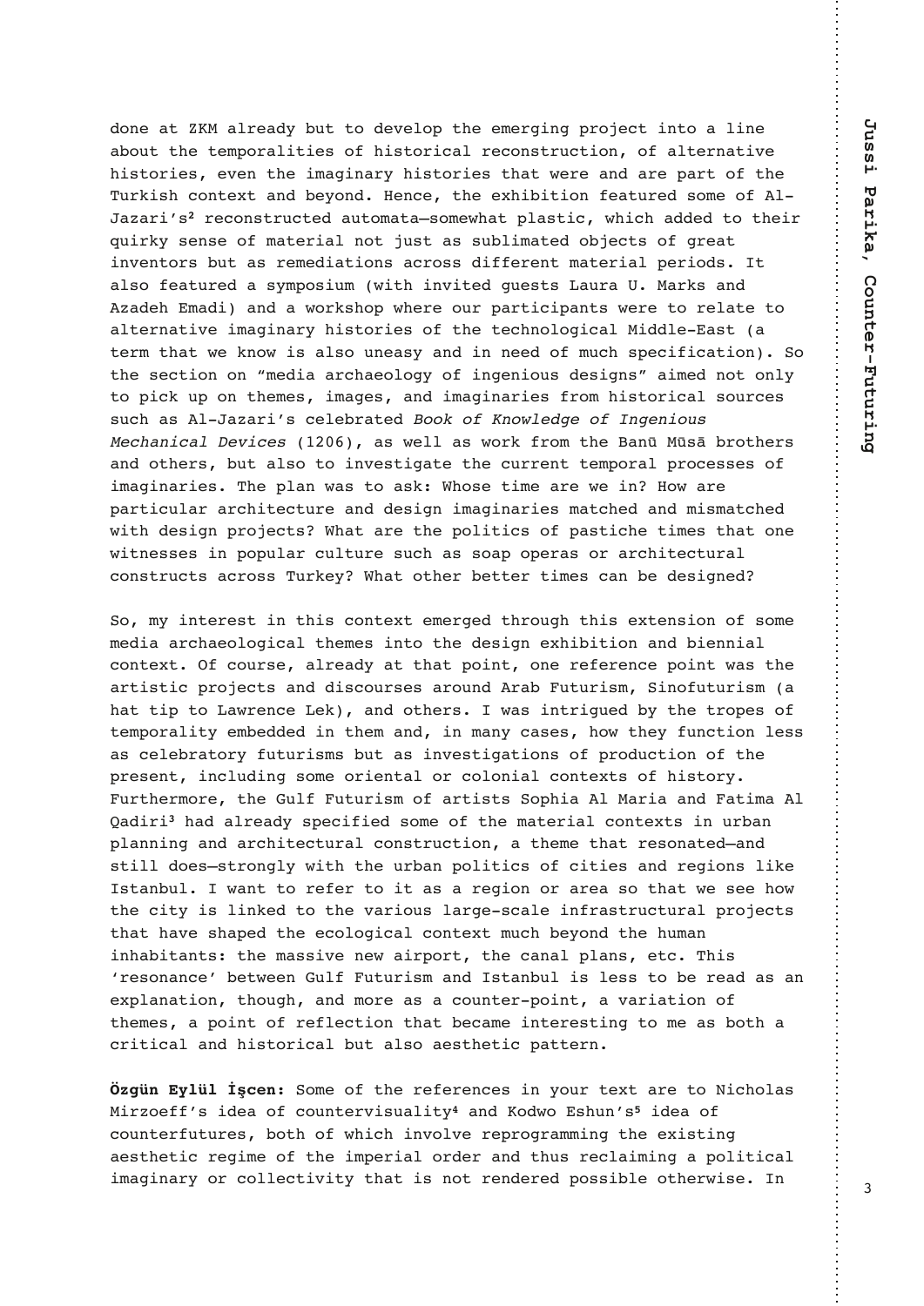done at ZKM already but to develop the emerging project into a line about the temporalities of historical reconstruction, of alternative histories, even the imaginary histories that were and are part of the Turkish context and beyond. Hence, the exhibition featured some of Al-Jazari's[2] reconstructed automata—somewhat plastic, which added to their quirky sense of material not just as sublimated objects of great inventors but as remediations across different material periods. It also featured a symposium (with invited guests Laura U. Marks and Azadeh Emadi) and a workshop where our participants were to relate to alternative imaginary histories of the technological Middle-East (a term that we know is also uneasy and in need of much specification). So the section on "media archaeology of ingenious designs" aimed not only to pick up on themes, images, and imaginaries from historical sources such as Al-Jazari's celebrated *Book of Knowledge of Ingenious Mechanical Devices* (1206), as well as work from the Banū Mūsā brothers and others, but also to investigate the current temporal processes of imaginaries. The plan was to ask: Whose time are we in? How are particular architecture and design imaginaries matched and mismatched with design projects? What are the politics of pastiche times that one witnesses in popular culture such as soap operas or architectural constructs across Turkey? What other better times can be designed?

So, my interest in this context emerged through this extension of some media archaeological themes into the design exhibition and biennial context. Of course, already at that point, one reference point was the artistic projects and discourses around Arab Futurism, Sinofuturism (a hat tip to Lawrence Lek), and others. I was intrigued by the tropes of temporality embedded in them and, in many cases, how they function less as celebratory futurisms but as investigations of production of the present, including some oriental or colonial contexts of history. Furthermore, the Gulf Futurism of artists Sophia Al Maria and Fatima Al Qadiri[3] had already specified some of the material contexts in urban planning and architectural construction, a theme that resonated—and still does—strongly with the urban politics of cities and regions like Istanbul. I want to refer to it as a region or area so that we see how the city is linked to the various large-scale infrastructural projects that have shaped the ecological context much beyond the human inhabitants: the massive new airport, the canal plans, etc. This 'resonance' between Gulf Futurism and Istanbul is less to be read as an explanation, though, and more as a counter-point, a variation of themes, a point of reflection that became interesting to me as both a critical and historical but also aesthetic pattern.

**Özgün Eylül İşcen:** Some of the references in your text are to Nicholas Mirzoeff's idea of countervisuality[4] and Kodwo Eshun's[5] idea of counterfutures, both of which involve reprogramming the existing aesthetic regime of the imperial order and thus reclaiming a political imaginary or collectivity that is not rendered possible otherwise. In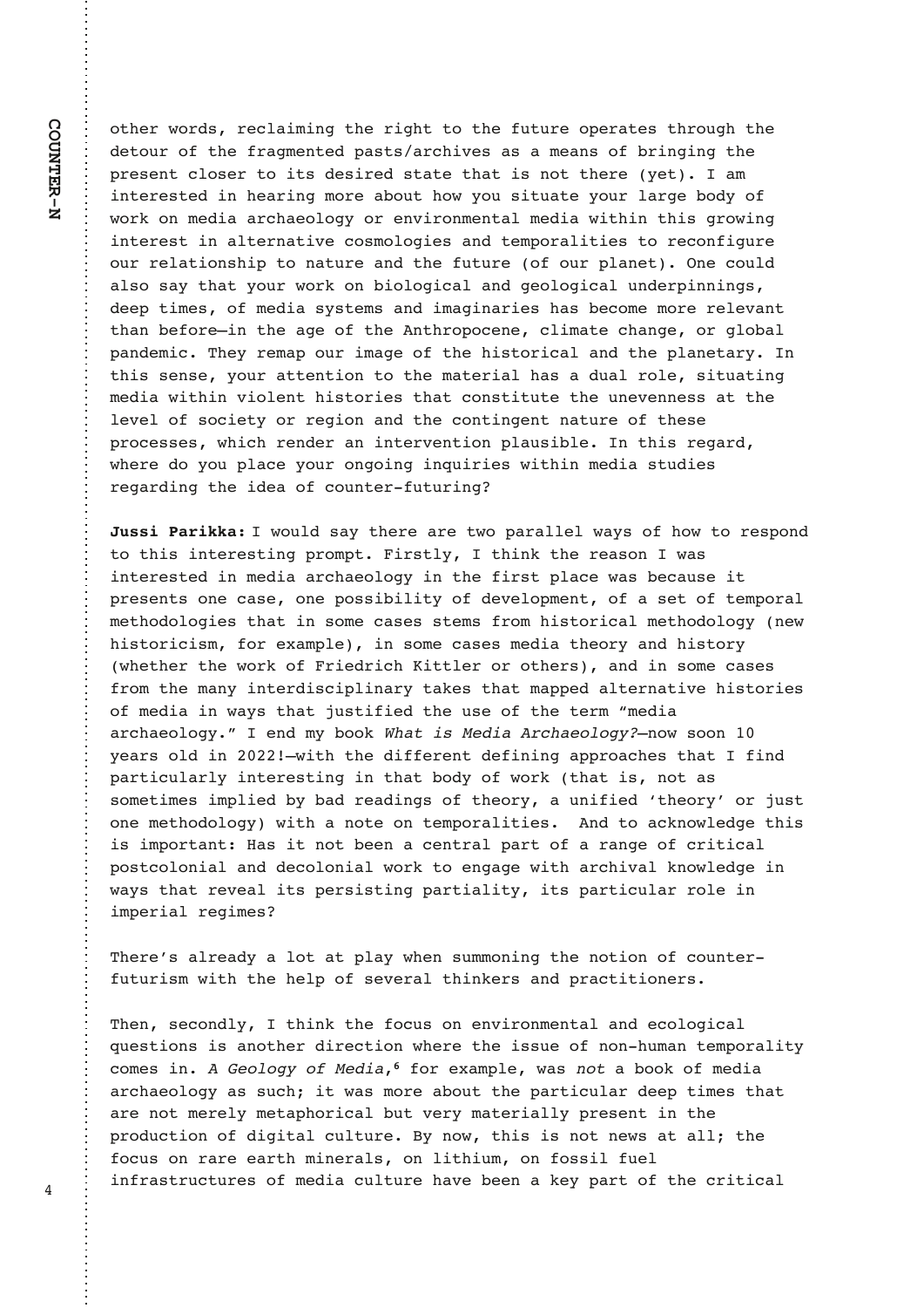other words, reclaiming the right to the future operates through the detour of the fragmented pasts/archives as a means of bringing the present closer to its desired state that is not there (yet). I am interested in hearing more about how you situate your large body of work on media archaeology or environmental media within this growing interest in alternative cosmologies and temporalities to reconfigure our relationship to nature and the future (of our planet). One could also say that your work on biological and geological underpinnings, deep times, of media systems and imaginaries has become more relevant than before—in the age of the Anthropocene, climate change, or global pandemic. They remap our image of the historical and the planetary. In this sense, your attention to the material has a dual role, situating media within violent histories that constitute the unevenness at the level of society or region and the contingent nature of these processes, which render an intervention plausible. In this regard, where do you place your ongoing inquiries within media studies regarding the idea of counter-futuring?

**Jussi Parikka:** I would say there are two parallel ways of how to respond to this interesting prompt. Firstly, I think the reason I was interested in media archaeology in the first place was because it presents one case, one possibility of development, of a set of temporal methodologies that in some cases stems from historical methodology (new historicism, for example), in some cases media theory and history (whether the work of Friedrich Kittler or others), and in some cases from the many interdisciplinary takes that mapped alternative histories of media in ways that justified the use of the term "media archaeology." I end my book *What is Media Archaeology?*—now soon 10 years old in 2022!—with the different defining approaches that I find particularly interesting in that body of work (that is, not as sometimes implied by bad readings of theory, a unified 'theory' or just one methodology) with a note on temporalities. And to acknowledge this is important: Has it not been a central part of a range of critical postcolonial and decolonial work to engage with archival knowledge in ways that reveal its persisting partiality, its particular role in imperial regimes?

There's already a lot at play when summoning the notion of counter-futurism with the help of several thinkers and practitioners.

Then, secondly, I think the focus on environmental and ecological questions is another direction where the issue of non-human temporality comes in. *A Geology of Media*,[6] for example, was *not* a book of media archaeology as such; it was more about the particular deep times that are not merely metaphorical but very materially present in the production of digital culture. By now, this is not news at all; the focus on rare earth minerals, on lithium, on fossil fuel infrastructures of media culture have been a key part of the critical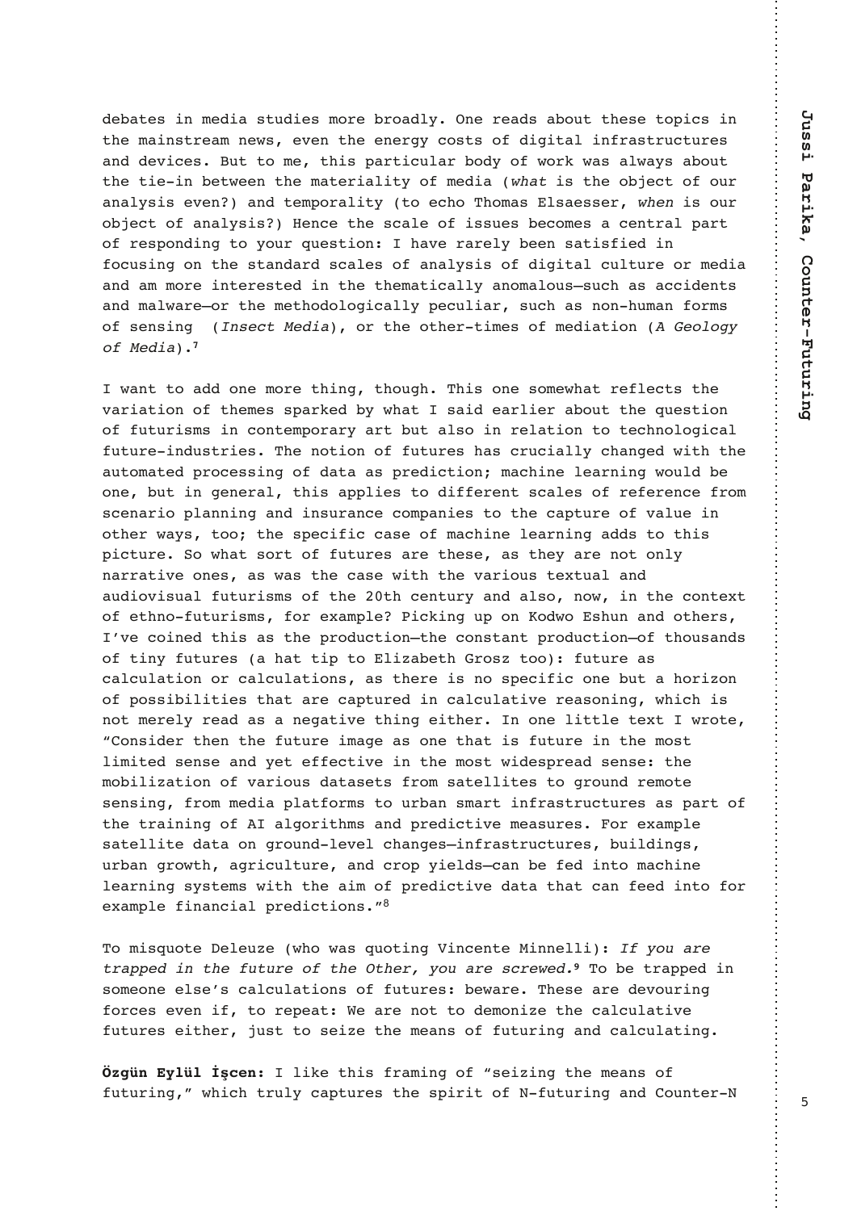debates in media studies more broadly. One reads about these topics in the mainstream news, even the energy costs of digital infrastructures and devices. But to me, this particular body of work was always about the tie-in between the materiality of media (*what* is the object of our analysis even?) and temporality (to echo Thomas Elsaesser, *when* is our object of analysis?) Hence the scale of issues becomes a central part of responding to your question: I have rarely been satisfied in focusing on the standard scales of analysis of digital culture or media and am more interested in the thematically anomalous—such as accidents and malware—or the methodologically peculiar, such as non-human forms of sensing (*Insect Media*), or the other-times of mediation (*A Geology of Media*).[7]

I want to add one more thing, though. This one somewhat reflects the variation of themes sparked by what I said earlier about the question of futurisms in contemporary art but also in relation to technological future-industries. The notion of futures has crucially changed with the automated processing of data as prediction; machine learning would be one, but in general, this applies to different scales of reference from scenario planning and insurance companies to the capture of value in other ways, too; the specific case of machine learning adds to this picture. So what sort of futures are these, as they are not only narrative ones, as was the case with the various textual and audiovisual futurisms of the 20th century and also, now, in the context of ethno-futurisms, for example? Picking up on Kodwo Eshun and others, I've coined this as the production—the constant production—of thousands of tiny futures (a hat tip to Elizabeth Grosz too): future as calculation or calculations, as there is no specific one but a horizon of possibilities that are captured in calculative reasoning, which is not merely read as a negative thing either. In one little text I wrote, "Consider then the future image as one that is future in the most limited sense and yet effective in the most widespread sense: the mobilization of various datasets from satellites to ground remote sensing, from media platforms to urban smart infrastructures as part of the training of AI algorithms and predictive measures. For example satellite data on ground-level changes—infrastructures, buildings, urban growth, agriculture, and crop yields—can be fed into machine learning systems with the aim of predictive data that can feed into for example financial predictions."[8]

To misquote Deleuze (who was quoting Vincente Minnelli): *If you are trapped in the future of the Other, you are screwed.*[9] To be trapped in someone else's calculations of futures: beware. These are devouring forces even if, to repeat: We are not to demonize the calculative futures either, just to seize the means of futuring and calculating.

**Özgün Eylül İşcen:** I like this framing of "seizing the means of futuring," which truly captures the spirit of N-futuring and Counter-N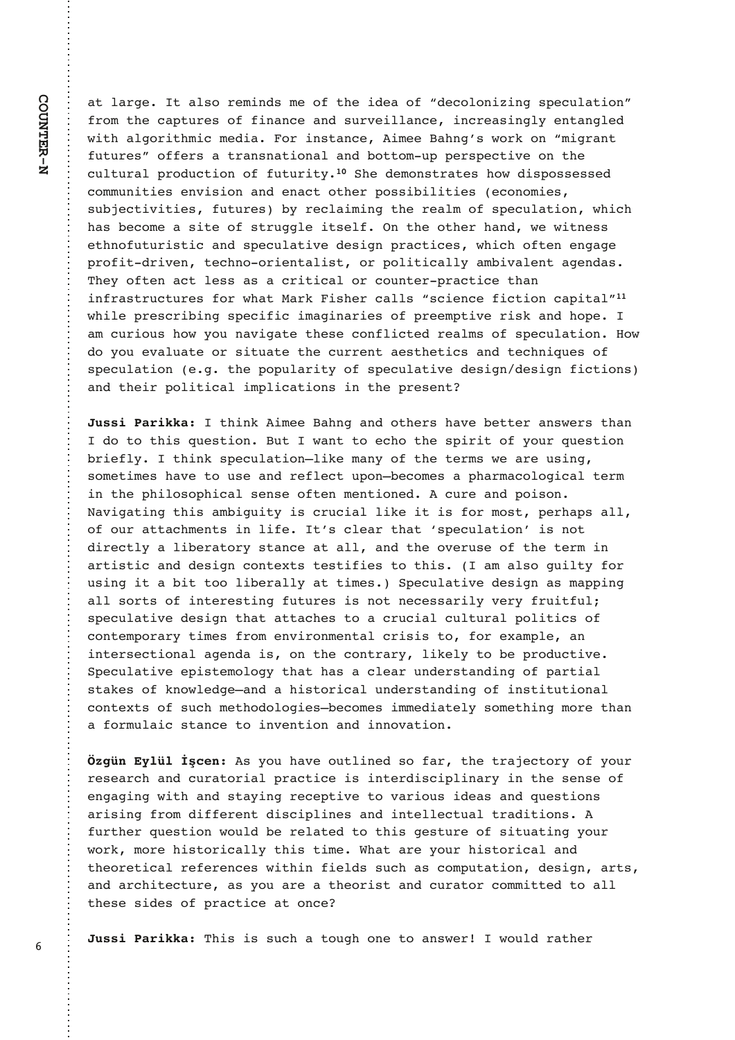at large. It also reminds me of the idea of "decolonizing speculation" from the captures of finance and surveillance, increasingly entangled with algorithmic media. For instance, Aimee Bahng's work on "migrant futures" offers a transnational and bottom-up perspective on the cultural production of futurity.[10] She demonstrates how dispossessed communities envision and enact other possibilities (economies, subjectivities, futures) by reclaiming the realm of speculation, which has become a site of struggle itself. On the other hand, we witness ethnofuturistic and speculative design practices, which often engage profit-driven, techno-orientalist, or politically ambivalent agendas. They often act less as a critical or counter-practice than infrastructures for what Mark Fisher calls "science fiction capital"[11] while prescribing specific imaginaries of preemptive risk and hope. I am curious how you navigate these conflicted realms of speculation. How do you evaluate or situate the current aesthetics and techniques of speculation (e.g. the popularity of speculative design/design fictions) and their political implications in the present?

**Jussi Parikka:** I think Aimee Bahng and others have better answers than I do to this question. But I want to echo the spirit of your question briefly. I think speculation—like many of the terms we are using, sometimes have to use and reflect upon—becomes a pharmacological term in the philosophical sense often mentioned. A cure and poison. Navigating this ambiguity is crucial like it is for most, perhaps all, of our attachments in life. It's clear that 'speculation' is not directly a liberatory stance at all, and the overuse of the term in artistic and design contexts testifies to this. (I am also guilty for using it a bit too liberally at times.) Speculative design as mapping all sorts of interesting futures is not necessarily very fruitful; speculative design that attaches to a crucial cultural politics of contemporary times from environmental crisis to, for example, an intersectional agenda is, on the contrary, likely to be productive. Speculative epistemology that has a clear understanding of partial stakes of knowledge—and a historical understanding of institutional contexts of such methodologies—becomes immediately something more than a formulaic stance to invention and innovation.

**Özgün Eylül İşcen:** As you have outlined so far, the trajectory of your research and curatorial practice is interdisciplinary in the sense of engaging with and staying receptive to various ideas and questions arising from different disciplines and intellectual traditions. A further question would be related to this gesture of situating your work, more historically this time. What are your historical and theoretical references within fields such as computation, design, arts, and architecture, as you are a theorist and curator committed to all these sides of practice at once?

**Jussi Parikka:** This is such a tough one to answer! I would rather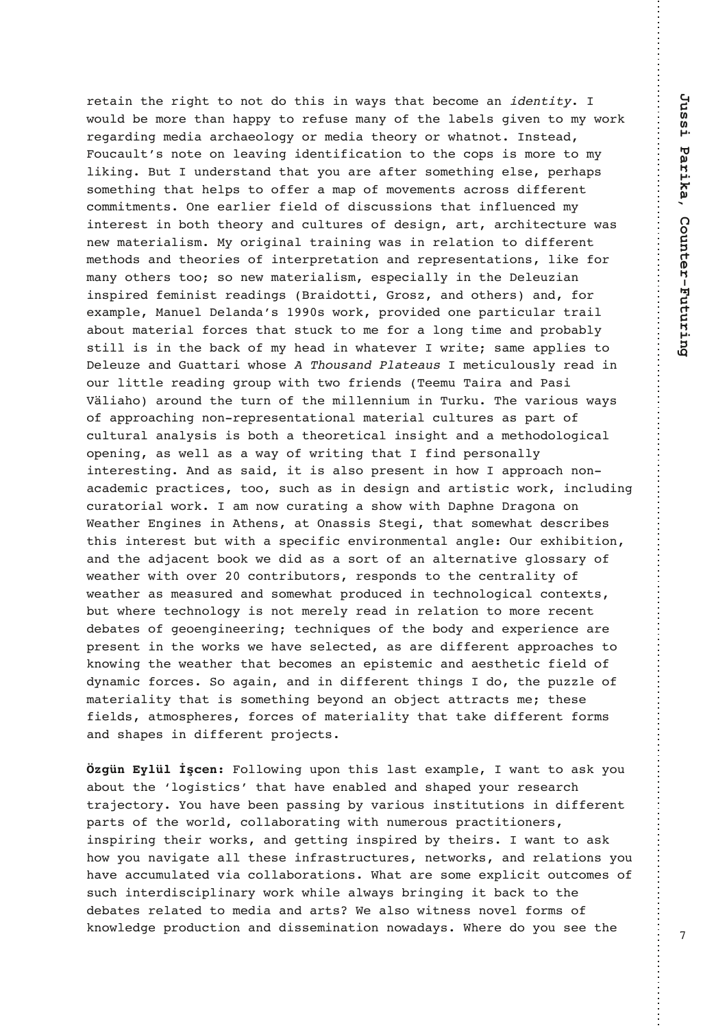retain the right to not do this in ways that become an *identity*. I would be more than happy to refuse many of the labels given to my work regarding media archaeology or media theory or whatnot. Instead, Foucault's note on leaving identification to the cops is more to my liking. But I understand that you are after something else, perhaps something that helps to offer a map of movements across different commitments. One earlier field of discussions that influenced my interest in both theory and cultures of design, art, architecture was new materialism. My original training was in relation to different methods and theories of interpretation and representations, like for many others too; so new materialism, especially in the Deleuzian inspired feminist readings (Braidotti, Grosz, and others) and, for example, Manuel Delanda's 1990s work, provided one particular trail about material forces that stuck to me for a long time and probably still is in the back of my head in whatever I write; same applies to Deleuze and Guattari whose *A Thousand Plateaus* I meticulously read in our little reading group with two friends (Teemu Taira and Pasi Väliaho) around the turn of the millennium in Turku. The various ways of approaching non-representational material cultures as part of cultural analysis is both a theoretical insight and a methodological opening, as well as a way of writing that I find personally interesting. And as said, it is also present in how I approach non-academic practices, too, such as in design and artistic work, including curatorial work. I am now curating a show with Daphne Dragona on Weather Engines in Athens, at Onassis Stegi, that somewhat describes this interest but with a specific environmental angle: Our exhibition, and the adjacent book we did as a sort of an alternative glossary of weather with over 20 contributors, responds to the centrality of weather as measured and somewhat produced in technological contexts, but where technology is not merely read in relation to more recent debates of geoengineering; techniques of the body and experience are present in the works we have selected, as are different approaches to knowing the weather that becomes an epistemic and aesthetic field of dynamic forces. So again, and in different things I do, the puzzle of materiality that is something beyond an object attracts me; these fields, atmospheres, forces of materiality that take different forms and shapes in different projects.

**Özgün Eylül İşcen:** Following upon this last example, I want to ask you about the 'logistics' that have enabled and shaped your research trajectory. You have been passing by various institutions in different parts of the world, collaborating with numerous practitioners, inspiring their works, and getting inspired by theirs. I want to ask how you navigate all these infrastructures, networks, and relations you have accumulated via collaborations. What are some explicit outcomes of such interdisciplinary work while always bringing it back to the debates related to media and arts? We also witness novel forms of knowledge production and dissemination nowadays. Where do you see the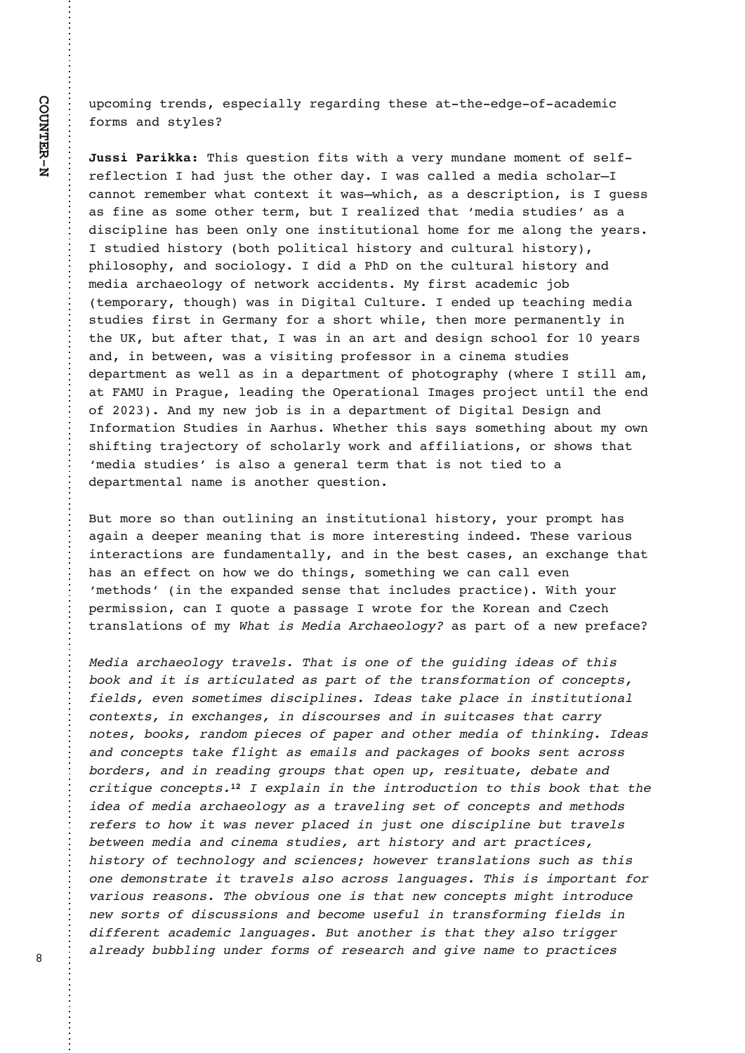upcoming trends, especially regarding these at-the-edge-of-academic forms and styles?

**Jussi Parikka:** This question fits with a very mundane moment of self-reflection I had just the other day. I was called a media scholar—I cannot remember what context it was—which, as a description, is I guess as fine as some other term, but I realized that 'media studies' as a discipline has been only one institutional home for me along the years. I studied history (both political history and cultural history), philosophy, and sociology. I did a PhD on the cultural history and media archaeology of network accidents. My first academic job (temporary, though) was in Digital Culture. I ended up teaching media studies first in Germany for a short while, then more permanently in the UK, but after that, I was in an art and design school for 10 years and, in between, was a visiting professor in a cinema studies department as well as in a department of photography (where I still am, at FAMU in Prague, leading the Operational Images project until the end of 2023). And my new job is in a department of Digital Design and Information Studies in Aarhus. Whether this says something about my own shifting trajectory of scholarly work and affiliations, or shows that 'media studies' is also a general term that is not tied to a departmental name is another question.

But more so than outlining an institutional history, your prompt has again a deeper meaning that is more interesting indeed. These various interactions are fundamentally, and in the best cases, an exchange that has an effect on how we do things, something we can call even 'methods' (in the expanded sense that includes practice). With your permission, can I quote a passage I wrote for the Korean and Czech translations of my *What is Media Archaeology?* as part of a new preface?

*Media archaeology travels. That is one of the guiding ideas of this book and it is articulated as part of the transformation of concepts, fields, even sometimes disciplines. Ideas take place in institutional contexts, in exchanges, in discourses and in suitcases that carry notes, books, random pieces of paper and other media of thinking. Ideas and concepts take flight as emails and packages of books sent across borders, and in reading groups that open up, resituate, debate and critique concepts.*[12] *I explain in the introduction to this book that the idea of media archaeology as a traveling set of concepts and methods refers to how it was never placed in just one discipline but travels between media and cinema studies, art history and art practices, history of technology and sciences; however translations such as this one demonstrate it travels also across languages. This is important for various reasons. The obvious one is that new concepts might introduce new sorts of discussions and become useful in transforming fields in different academic languages. But another is that they also trigger already bubbling under forms of research and give name to practices*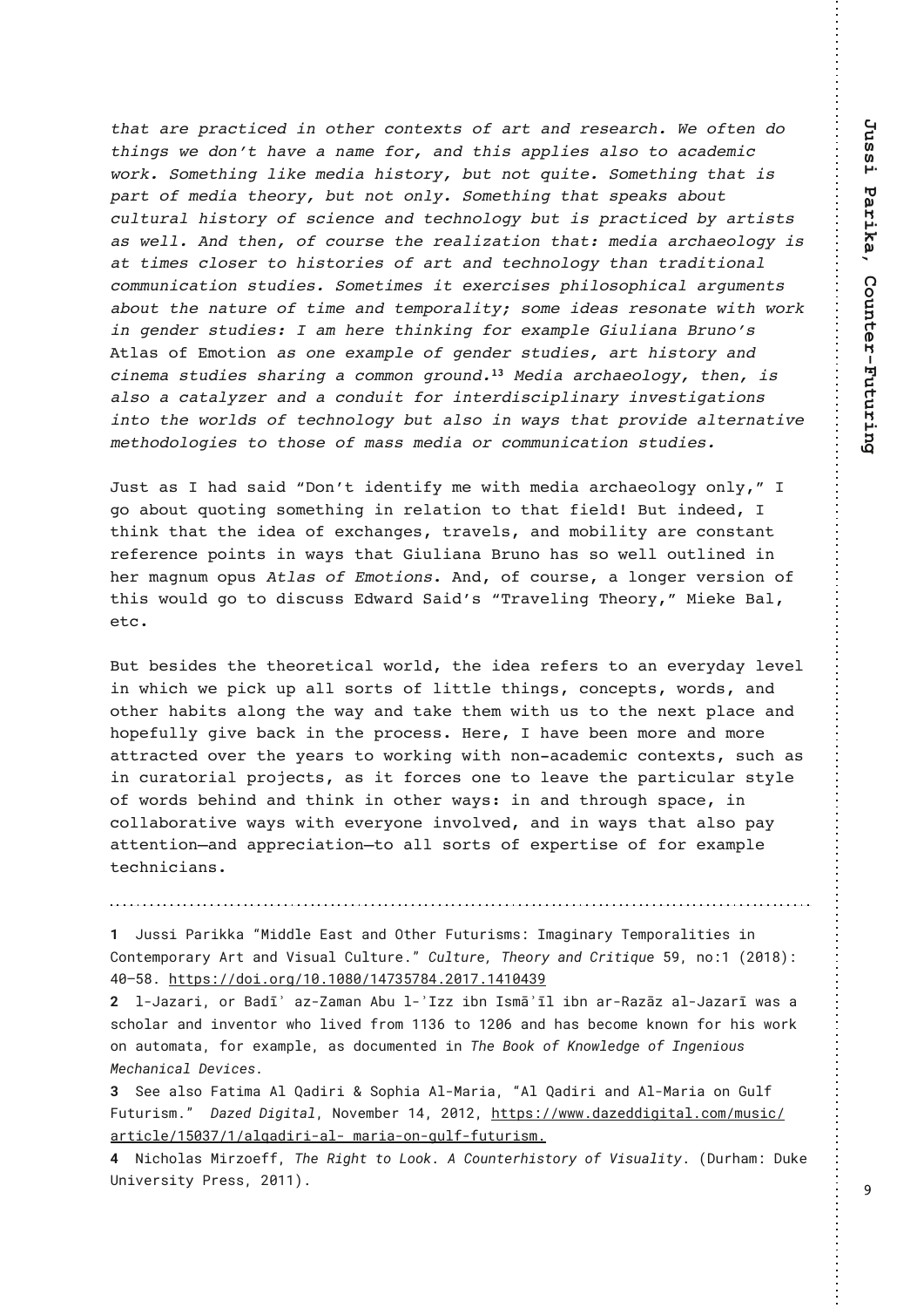*that are practiced in other contexts of art and research. We often do things we don't have a name for, and this applies also to academic work. Something like media history, but not quite. Something that is part of media theory, but not only. Something that speaks about cultural history of science and technology but is practiced by artists as well. And then, of course the realization that: media archaeology is at times closer to histories of art and technology than traditional communication studies. Sometimes it exercises philosophical arguments about the nature of time and temporality; some ideas resonate with work in gender studies: I am here thinking for example Giuliana Bruno's* Atlas of Emotion *as one example of gender studies, art history and cinema studies sharing a common ground.*[13] *Media archaeology, then, is also a catalyzer and a conduit for interdisciplinary investigations into the worlds of technology but also in ways that provide alternative methodologies to those of mass media or communication studies.*

Just as I had said "Don't identify me with media archaeology only," I go about quoting something in relation to that field! But indeed, I think that the idea of exchanges, travels, and mobility are constant reference points in ways that Giuliana Bruno has so well outlined in her magnum opus *Atlas of Emotions*. And, of course, a longer version of this would go to discuss Edward Said's "Traveling Theory," Mieke Bal, etc.

But besides the theoretical world, the idea refers to an everyday level in which we pick up all sorts of little things, concepts, words, and other habits along the way and take them with us to the next place and hopefully give back in the process. Here, I have been more and more attracted over the years to working with non-academic contexts, such as in curatorial projects, as it forces one to leave the particular style of words behind and think in other ways: in and through space, in collaborative ways with everyone involved, and in ways that also pay attention—and appreciation—to all sorts of expertise of for example technicians.

---

**1** Jussi Parikka "Middle East and Other Futurisms: Imaginary Temporalities in Contemporary Art and Visual Culture." *Culture, Theory and Critique* 59, no:1 (2018): 40–58. https://doi.org/10.1080/14735784.2017.1410439

**2** l-Jazari, or Badīʾ az-Zaman Abu l-ʾIzz ibn Ismāʾīl ibn ar-Razāz al-Jazarī was a scholar and inventor who lived from 1136 to 1206 and has become known for his work on automata, for example, as documented in *The Book of Knowledge of Ingenious Mechanical Devices*.

**3** See also Fatima Al Qadiri & Sophia Al-Maria, "Al Qadiri and Al-Maria on Gulf Futurism." *Dazed Digital*, November 14, 2012, https://www.dazeddigital.com/music/article/15037/1/alqadiri-al- maria-on-gulf-futurism.

**4** Nicholas Mirzoeff, *The Right to Look. A Counterhistory of Visuality*. (Durham: Duke University Press, 2011).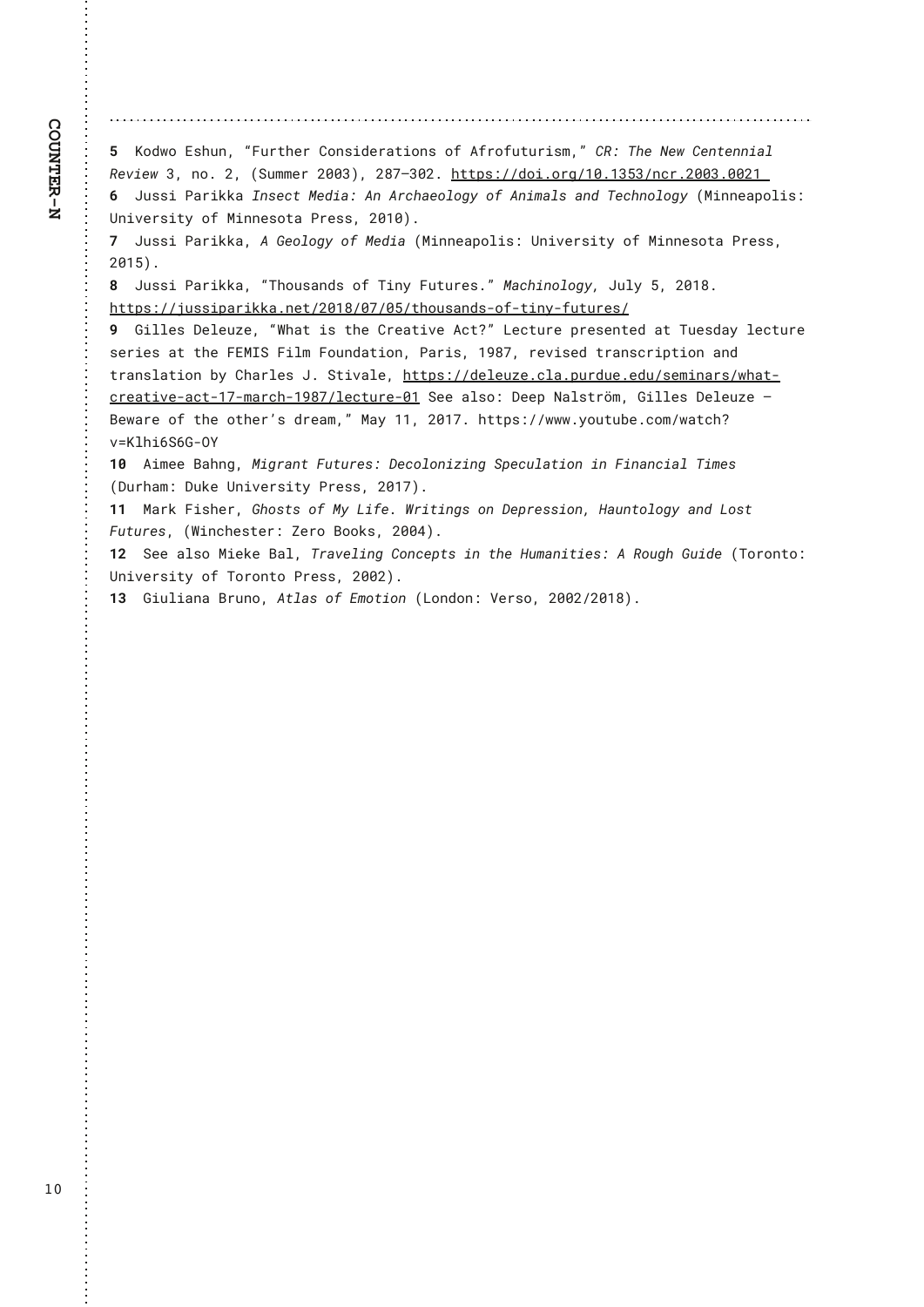**5** Kodwo Eshun, “Further Considerations of Afrofuturism,” *CR: The New Centennial Review* 3, no. 2, (Summer 2003), 287–302. https://doi.org/10.1353/ncr.2003.0021

**6** Jussi Parikka *Insect Media: An Archaeology of Animals and Technology* (Minneapolis: University of Minnesota Press, 2010).

**7** Jussi Parikka, *A Geology of Media* (Minneapolis: University of Minnesota Press, 2015).

**8** Jussi Parikka, “Thousands of Tiny Futures.” *Machinology*, July 5, 2018. https://jussiparikka.net/2018/07/05/thousands-of-tiny-futures/

**9** Gilles Deleuze, “What is the Creative Act?” Lecture presented at Tuesday lecture series at the FEMIS Film Foundation, Paris, 1987, revised transcription and translation by Charles J. Stivale, https://deleuze.cla.purdue.edu/seminars/what-creative-act-17-march-1987/lecture-01 See also: Deep Nalström, Gilles Deleuze — Beware of the other’s dream,” May 11, 2017. https://www.youtube.com/watch?v=Klhi6S6G-OY

**10** Aimee Bahng, *Migrant Futures: Decolonizing Speculation in Financial Times* (Durham: Duke University Press, 2017).

**11** Mark Fisher, *Ghosts of My Life. Writings on Depression, Hauntology and Lost Futures*, (Winchester: Zero Books, 2004).

**12** See also Mieke Bal, *Traveling Concepts in the Humanities: A Rough Guide* (Toronto: University of Toronto Press, 2002).

**13** Giuliana Bruno, *Atlas of Emotion* (London: Verso, 2002/2018).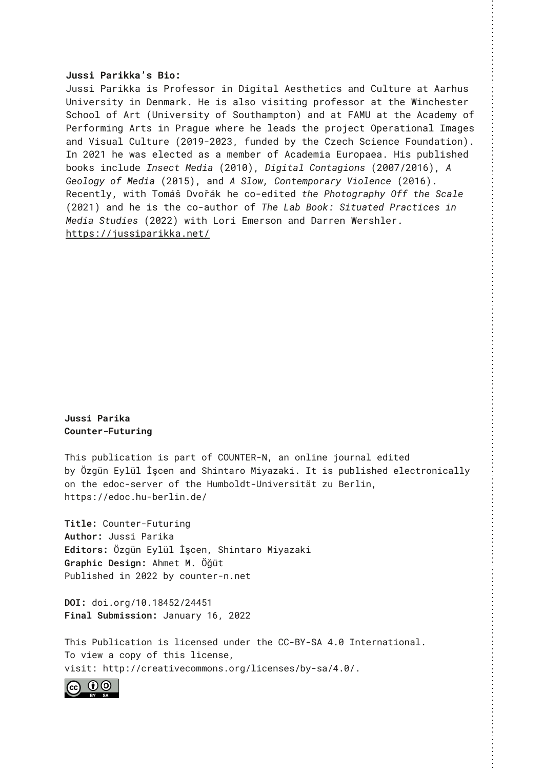**Jussi Parikka's Bio:**

Jussi Parikka is Professor in Digital Aesthetics and Culture at Aarhus University in Denmark. He is also visiting professor at the Winchester School of Art (University of Southampton) and at FAMU at the Academy of Performing Arts in Prague where he leads the project Operational Images and Visual Culture (2019-2023, funded by the Czech Science Foundation). In 2021 he was elected as a member of Academia Europaea. His published books include *Insect Media* (2010), *Digital Contagions* (2007/2016), *A Geology of Media* (2015), and *A Slow, Contemporary Violence* (2016). Recently, with Tomáš Dvořák he co-edited *the Photography Off the Scale* (2021) and he is the co-author of *The Lab Book: Situated Practices in Media Studies* (2022) with Lori Emerson and Darren Wershler.
https://jussiparikka.net/

**Jussi Parika**
**Counter-Futuring**

This publication is part of COUNTER-N, an online journal edited by Özgün Eylül İşcen and Shintaro Miyazaki. It is published electronically on the edoc-server of the Humboldt-Universität zu Berlin, https://edoc.hu-berlin.de/

**Title:** Counter-Futuring
**Author:** Jussi Parika
**Editors:** Özgün Eylül İşcen, Shintaro Miyazaki
**Graphic Design:** Ahmet M. Öğüt
Published in 2022 by counter-n.net

**DOI:** doi.org/10.18452/24451
**Final Submission:** January 16, 2022

This Publication is licensed under the CC-BY-SA 4.0 International.
To view a copy of this license,
visit: http://creativecommons.org/licenses/by-sa/4.0/.